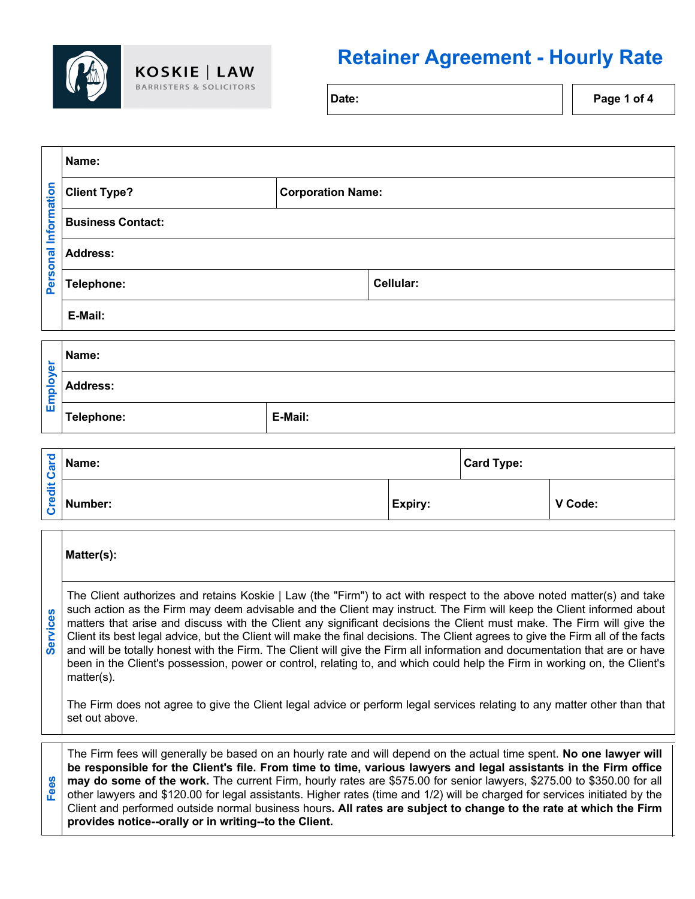KOSKIE | LAW
BARRISTERS & SOLICITORS

# Retainer Agreement - Hourly Rate

**Date:**

## Personal Information

| | |
|---|---|
| **Name:** | |
| **Client Type?** | **Corporation Name:** |
| **Business Contact:** | |
| **Address:** | |
| **Telephone:** | **Cellular:** |
| **E-Mail:** | |

## Employer

| | |
|---|---|
| **Name:** | |
| **Address:** | |
| **Telephone:** | **E-Mail:** |

## Credit Card

| | | |
|---|---|---|
| **Name:** | | **Card Type:** |
| **Number:** | **Expiry:** | **V Code:** |

## Services

**Matter(s):**

The Client authorizes and retains Koskie | Law (the "Firm") to act with respect to the above noted matter(s) and take such action as the Firm may deem advisable and the Client may instruct. The Firm will keep the Client informed about matters that arise and discuss with the Client any significant decisions the Client must make. The Firm will give the Client its best legal advice, but the Client will make the final decisions. The Client agrees to give the Firm all of the facts and will be totally honest with the Firm. The Client will give the Firm all information and documentation that are or have been in the Client's possession, power or control, relating to, and which could help the Firm in working on, the Client's matter(s).

The Firm does not agree to give the Client legal advice or perform legal services relating to any matter other than that set out above.

## Fees

The Firm fees will generally be based on an hourly rate and will depend on the actual time spent. **No one lawyer will be responsible for the Client's file. From time to time, various lawyers and legal assistants in the Firm office may do some of the work.** The current Firm, hourly rates are $575.00 for senior lawyers, $275.00 to $350.00 for all other lawyers and $120.00 for legal assistants. Higher rates (time and 1/2) will be charged for services initiated by the Client and performed outside normal business hours**. All rates are subject to change to the rate at which the Firm provides notice--orally or in writing--to the Client.**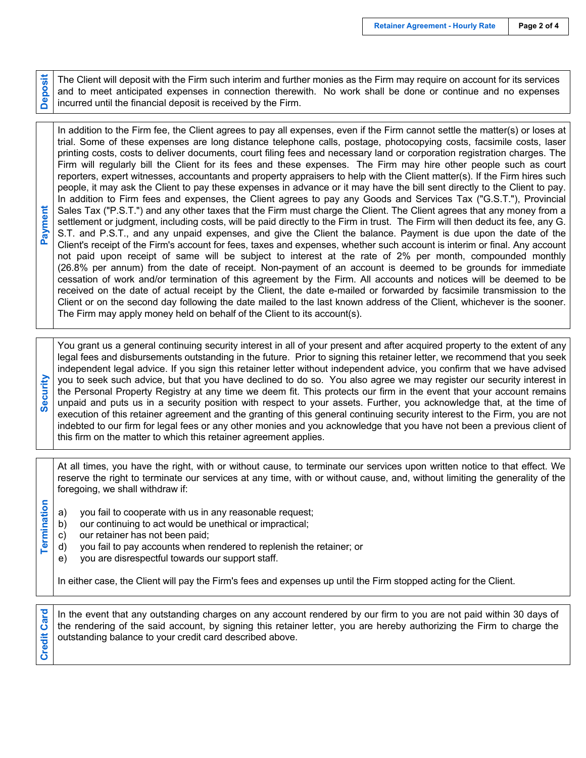## Deposit

The Client will deposit with the Firm such interim and further monies as the Firm may require on account for its services and to meet anticipated expenses in connection therewith. No work shall be done or continue and no expenses incurred until the financial deposit is received by the Firm.

## Payment

In addition to the Firm fee, the Client agrees to pay all expenses, even if the Firm cannot settle the matter(s) or loses at trial. Some of these expenses are long distance telephone calls, postage, photocopying costs, facsimile costs, laser printing costs, costs to deliver documents, court filing fees and necessary land or corporation registration charges. The Firm will regularly bill the Client for its fees and these expenses. The Firm may hire other people such as court reporters, expert witnesses, accountants and property appraisers to help with the Client matter(s). If the Firm hires such people, it may ask the Client to pay these expenses in advance or it may have the bill sent directly to the Client to pay. In addition to Firm fees and expenses, the Client agrees to pay any Goods and Services Tax ("G.S.T."), Provincial Sales Tax ("P.S.T.") and any other taxes that the Firm must charge the Client. The Client agrees that any money from a settlement or judgment, including costs, will be paid directly to the Firm in trust. The Firm will then deduct its fee, any G. S.T. and P.S.T., and any unpaid expenses, and give the Client the balance. Payment is due upon the date of the Client's receipt of the Firm's account for fees, taxes and expenses, whether such account is interim or final. Any account not paid upon receipt of same will be subject to interest at the rate of 2% per month, compounded monthly (26.8% per annum) from the date of receipt. Non-payment of an account is deemed to be grounds for immediate cessation of work and/or termination of this agreement by the Firm. All accounts and notices will be deemed to be received on the date of actual receipt by the Client, the date e-mailed or forwarded by facsimile transmission to the Client or on the second day following the date mailed to the last known address of the Client, whichever is the sooner. The Firm may apply money held on behalf of the Client to its account(s).

## Security

You grant us a general continuing security interest in all of your present and after acquired property to the extent of any legal fees and disbursements outstanding in the future. Prior to signing this retainer letter, we recommend that you seek independent legal advice. If you sign this retainer letter without independent advice, you confirm that we have advised you to seek such advice, but that you have declined to do so. You also agree we may register our security interest in the Personal Property Registry at any time we deem fit. This protects our firm in the event that your account remains unpaid and puts us in a security position with respect to your assets. Further, you acknowledge that, at the time of execution of this retainer agreement and the granting of this general continuing security interest to the Firm, you are not indebted to our firm for legal fees or any other monies and you acknowledge that you have not been a previous client of this firm on the matter to which this retainer agreement applies.

## Termination

At all times, you have the right, with or without cause, to terminate our services upon written notice to that effect. We reserve the right to terminate our services at any time, with or without cause, and, without limiting the generality of the foregoing, we shall withdraw if:

a) you fail to cooperate with us in any reasonable request;
b) our continuing to act would be unethical or impractical;
c) our retainer has not been paid;
d) you fail to pay accounts when rendered to replenish the retainer; or
e) you are disrespectful towards our support staff.

In either case, the Client will pay the Firm's fees and expenses up until the Firm stopped acting for the Client.

## Credit Card

In the event that any outstanding charges on any account rendered by our firm to you are not paid within 30 days of the rendering of the said account, by signing this retainer letter, you are hereby authorizing the Firm to charge the outstanding balance to your credit card described above.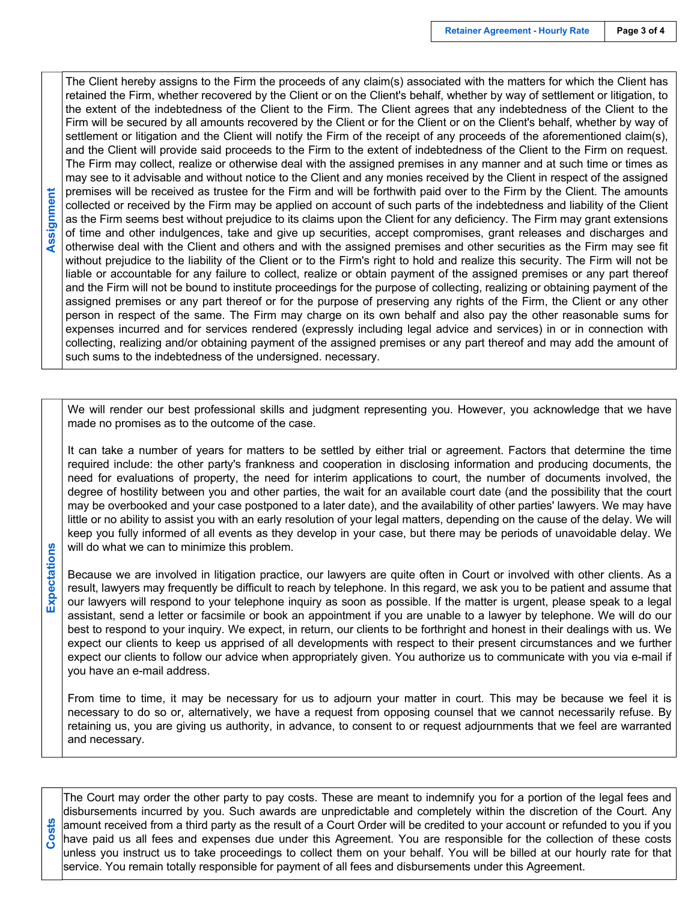## Assignment

The Client hereby assigns to the Firm the proceeds of any claim(s) associated with the matters for which the Client has retained the Firm, whether recovered by the Client or on the Client's behalf, whether by way of settlement or litigation, to the extent of the indebtedness of the Client to the Firm. The Client agrees that any indebtedness of the Client to the Firm will be secured by all amounts recovered by the Client or for the Client or on the Client's behalf, whether by way of settlement or litigation and the Client will notify the Firm of the receipt of any proceeds of the aforementioned claim(s), and the Client will provide said proceeds to the Firm to the extent of indebtedness of the Client to the Firm on request. The Firm may collect, realize or otherwise deal with the assigned premises in any manner and at such time or times as may see to it advisable and without notice to the Client and any monies received by the Client in respect of the assigned premises will be received as trustee for the Firm and will be forthwith paid over to the Firm by the Client. The amounts collected or received by the Firm may be applied on account of such parts of the indebtedness and liability of the Client as the Firm seems best without prejudice to its claims upon the Client for any deficiency. The Firm may grant extensions of time and other indulgences, take and give up securities, accept compromises, grant releases and discharges and otherwise deal with the Client and others and with the assigned premises and other securities as the Firm may see fit without prejudice to the liability of the Client or to the Firm's right to hold and realize this security. The Firm will not be liable or accountable for any failure to collect, realize or obtain payment of the assigned premises or any part thereof and the Firm will not be bound to institute proceedings for the purpose of collecting, realizing or obtaining payment of the assigned premises or any part thereof or for the purpose of preserving any rights of the Firm, the Client or any other person in respect of the same. The Firm may charge on its own behalf and also pay the other reasonable sums for expenses incurred and for services rendered (expressly including legal advice and services) in or in connection with collecting, realizing and/or obtaining payment of the assigned premises or any part thereof and may add the amount of such sums to the indebtedness of the undersigned. necessary.

## Expectations

We will render our best professional skills and judgment representing you. However, you acknowledge that we have made no promises as to the outcome of the case.

It can take a number of years for matters to be settled by either trial or agreement. Factors that determine the time required include: the other party's frankness and cooperation in disclosing information and producing documents, the need for evaluations of property, the need for interim applications to court, the number of documents involved, the degree of hostility between you and other parties, the wait for an available court date (and the possibility that the court may be overbooked and your case postponed to a later date), and the availability of other parties' lawyers. We may have little or no ability to assist you with an early resolution of your legal matters, depending on the cause of the delay. We will keep you fully informed of all events as they develop in your case, but there may be periods of unavoidable delay. We will do what we can to minimize this problem.

Because we are involved in litigation practice, our lawyers are quite often in Court or involved with other clients. As a result, lawyers may frequently be difficult to reach by telephone. In this regard, we ask you to be patient and assume that our lawyers will respond to your telephone inquiry as soon as possible. If the matter is urgent, please speak to a legal assistant, send a letter or facsimile or book an appointment if you are unable to a lawyer by telephone. We will do our best to respond to your inquiry. We expect, in return, our clients to be forthright and honest in their dealings with us. We expect our clients to keep us apprised of all developments with respect to their present circumstances and we further expect our clients to follow our advice when appropriately given. You authorize us to communicate with you via e-mail if you have an e-mail address.

From time to time, it may be necessary for us to adjourn your matter in court. This may be because we feel it is necessary to do so or, alternatively, we have a request from opposing counsel that we cannot necessarily refuse. By retaining us, you are giving us authority, in advance, to consent to or request adjournments that we feel are warranted and necessary.

## Costs

The Court may order the other party to pay costs. These are meant to indemnify you for a portion of the legal fees and disbursements incurred by you. Such awards are unpredictable and completely within the discretion of the Court. Any amount received from a third party as the result of a Court Order will be credited to your account or refunded to you if you have paid us all fees and expenses due under this Agreement. You are responsible for the collection of these costs unless you instruct us to take proceedings to collect them on your behalf. You will be billed at our hourly rate for that service. You remain totally responsible for payment of all fees and disbursements under this Agreement.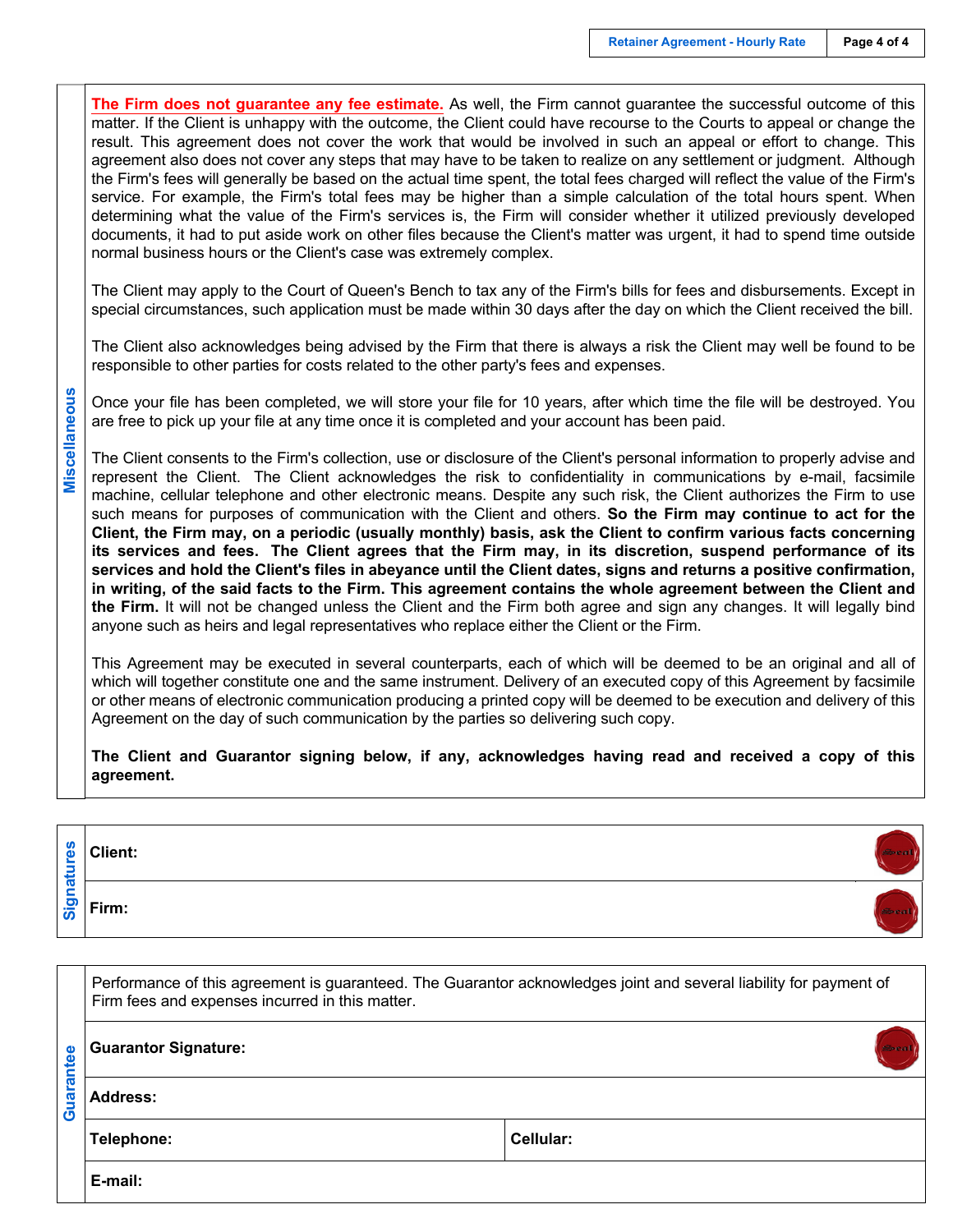## Miscellaneous

**The Firm does not guarantee any fee estimate.** As well, the Firm cannot guarantee the successful outcome of this matter. If the Client is unhappy with the outcome, the Client could have recourse to the Courts to appeal or change the result. This agreement does not cover the work that would be involved in such an appeal or effort to change. This agreement also does not cover any steps that may have to be taken to realize on any settlement or judgment. Although the Firm's fees will generally be based on the actual time spent, the total fees charged will reflect the value of the Firm's service. For example, the Firm's total fees may be higher than a simple calculation of the total hours spent. When determining what the value of the Firm's services is, the Firm will consider whether it utilized previously developed documents, it had to put aside work on other files because the Client's matter was urgent, it had to spend time outside normal business hours or the Client's case was extremely complex.

The Client may apply to the Court of Queen's Bench to tax any of the Firm's bills for fees and disbursements. Except in special circumstances, such application must be made within 30 days after the day on which the Client received the bill.

The Client also acknowledges being advised by the Firm that there is always a risk the Client may well be found to be responsible to other parties for costs related to the other party's fees and expenses.

Once your file has been completed, we will store your file for 10 years, after which time the file will be destroyed. You are free to pick up your file at any time once it is completed and your account has been paid.

The Client consents to the Firm's collection, use or disclosure of the Client's personal information to properly advise and represent the Client. The Client acknowledges the risk to confidentiality in communications by e-mail, facsimile machine, cellular telephone and other electronic means. Despite any such risk, the Client authorizes the Firm to use such means for purposes of communication with the Client and others. **So the Firm may continue to act for the Client, the Firm may, on a periodic (usually monthly) basis, ask the Client to confirm various facts concerning its services and fees. The Client agrees that the Firm may, in its discretion, suspend performance of its services and hold the Client's files in abeyance until the Client dates, signs and returns a positive confirmation, in writing, of the said facts to the Firm. This agreement contains the whole agreement between the Client and the Firm.** It will not be changed unless the Client and the Firm both agree and sign any changes. It will legally bind anyone such as heirs and legal representatives who replace either the Client or the Firm.

This Agreement may be executed in several counterparts, each of which will be deemed to be an original and all of which will together constitute one and the same instrument. Delivery of an executed copy of this Agreement by facsimile or other means of electronic communication producing a printed copy will be deemed to be execution and delivery of this Agreement on the day of such communication by the parties so delivering such copy.

**The Client and Guarantor signing below, if any, acknowledges having read and received a copy of this agreement.**

## Signatures

**Client:**

**Firm:**

## Guarantee

Performance of this agreement is guaranteed. The Guarantor acknowledges joint and several liability for payment of Firm fees and expenses incurred in this matter.

**Guarantor Signature:**

**Address:**

| | |
|---|---|
| **Telephone:** | **Cellular:** |

**E-mail:**